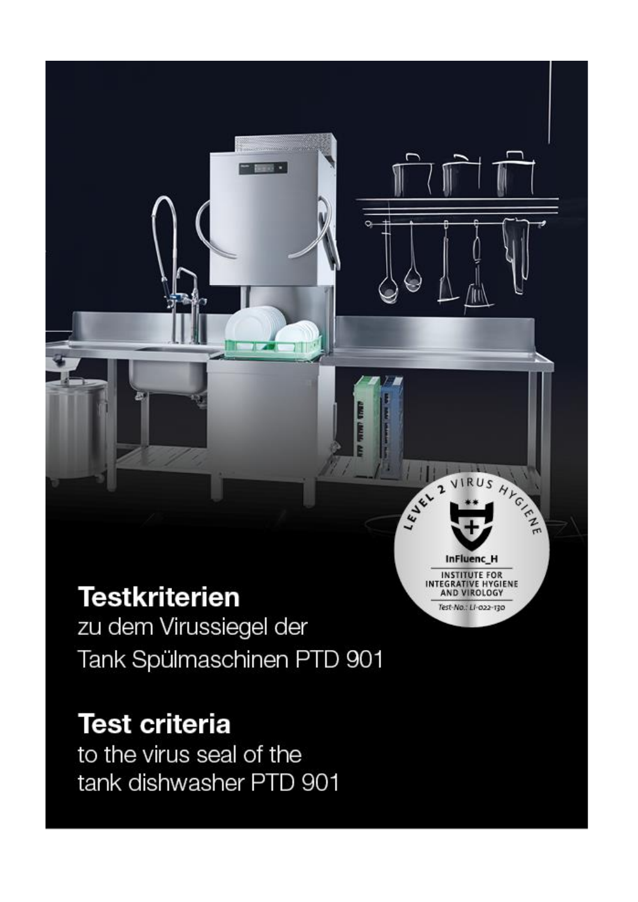# Testkriterien

zu dem Virussiegel der
Tank Spülmaschinen PTD 901

# Test criteria

to the virus seal of the
tank dishwasher PTD 901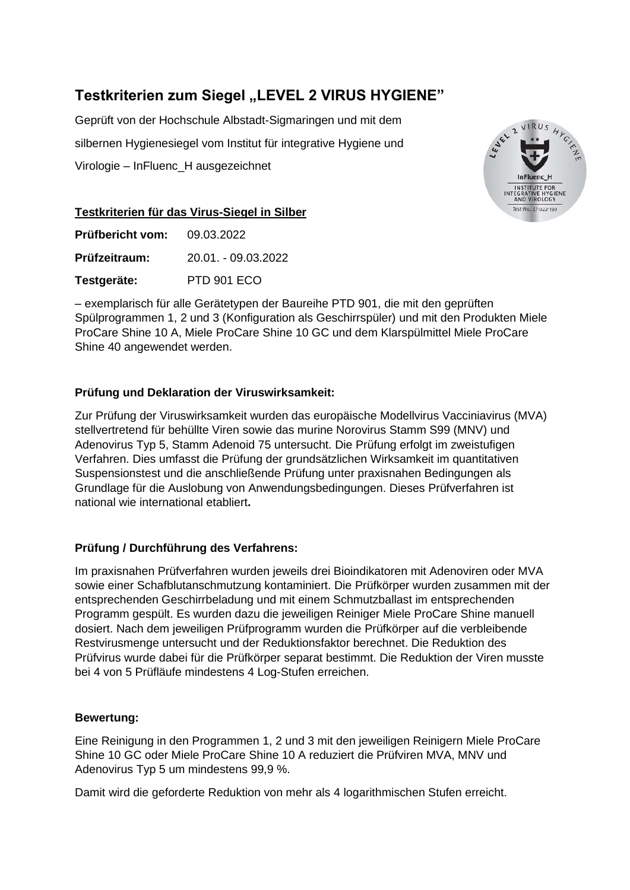# Testkriterien zum Siegel „LEVEL 2 VIRUS HYGIENE"

Geprüft von der Hochschule Albstadt-Sigmaringen und mit dem silbernen Hygienesiegel vom Institut für integrative Hygiene und Virologie – InFluenc_H ausgezeichnet

**Testkriterien für das Virus-Siegel in Silber**

**Prüfbericht vom:** 09.03.2022

**Prüfzeitraum:** 20.01. - 09.03.2022

**Testgeräte:** PTD 901 ECO

– exemplarisch für alle Gerätetypen der Baureihe PTD 901, die mit den geprüften Spülprogrammen 1, 2 und 3 (Konfiguration als Geschirrspüler) und mit den Produkten Miele ProCare Shine 10 A, Miele ProCare Shine 10 GC und dem Klarspülmittel Miele ProCare Shine 40 angewendet werden.

**Prüfung und Deklaration der Viruswirksamkeit:**

Zur Prüfung der Viruswirksamkeit wurden das europäische Modellvirus Vacciniavirus (MVA) stellvertretend für behüllte Viren sowie das murine Norovirus Stamm S99 (MNV) und Adenovirus Typ 5, Stamm Adenoid 75 untersucht. Die Prüfung erfolgt im zweistufigen Verfahren. Dies umfasst die Prüfung der grundsätzlichen Wirksamkeit im quantitativen Suspensionstest und die anschließende Prüfung unter praxisnahen Bedingungen als Grundlage für die Auslobung von Anwendungsbedingungen. Dieses Prüfverfahren ist national wie international etabliert**.**

**Prüfung / Durchführung des Verfahrens:**

Im praxisnahen Prüfverfahren wurden jeweils drei Bioindikatoren mit Adenoviren oder MVA sowie einer Schafblutanschmutzung kontaminiert. Die Prüfkörper wurden zusammen mit der entsprechenden Geschirrbeladung und mit einem Schmutzballast im entsprechenden Programm gespült. Es wurden dazu die jeweiligen Reiniger Miele ProCare Shine manuell dosiert. Nach dem jeweiligen Prüfprogramm wurden die Prüfkörper auf die verbleibende Restvirusmenge untersucht und der Reduktionsfaktor berechnet. Die Reduktion des Prüfvirus wurde dabei für die Prüfkörper separat bestimmt. Die Reduktion der Viren musste bei 4 von 5 Prüfläufe mindestens 4 Log-Stufen erreichen.

**Bewertung:**

Eine Reinigung in den Programmen 1, 2 und 3 mit den jeweiligen Reinigern Miele ProCare Shine 10 GC oder Miele ProCare Shine 10 A reduziert die Prüfviren MVA, MNV und Adenovirus Typ 5 um mindestens 99,9 %.

Damit wird die geforderte Reduktion von mehr als 4 logarithmischen Stufen erreicht.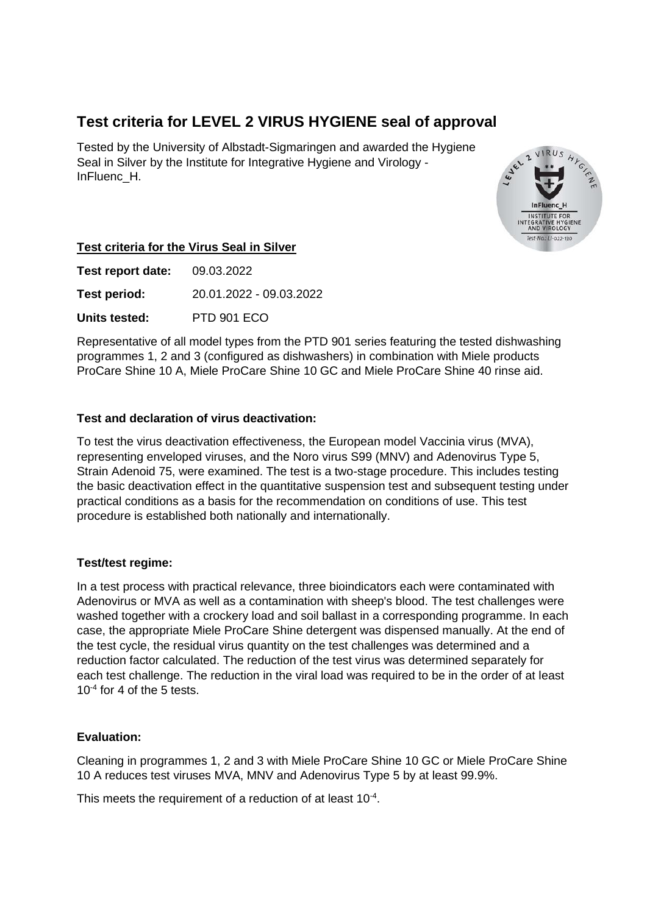# Test criteria for LEVEL 2 VIRUS HYGIENE seal of approval

Tested by the University of Albstadt-Sigmaringen and awarded the Hygiene Seal in Silver by the Institute for Integrative Hygiene and Virology - InFluenc_H.

**Test criteria for the Virus Seal in Silver**

**Test report date:** 09.03.2022

**Test period:** 20.01.2022 - 09.03.2022

**Units tested:** PTD 901 ECO

Representative of all model types from the PTD 901 series featuring the tested dishwashing programmes 1, 2 and 3 (configured as dishwashers) in combination with Miele products ProCare Shine 10 A, Miele ProCare Shine 10 GC and Miele ProCare Shine 40 rinse aid.

**Test and declaration of virus deactivation:**

To test the virus deactivation effectiveness, the European model Vaccinia virus (MVA), representing enveloped viruses, and the Noro virus S99 (MNV) and Adenovirus Type 5, Strain Adenoid 75, were examined. The test is a two-stage procedure. This includes testing the basic deactivation effect in the quantitative suspension test and subsequent testing under practical conditions as a basis for the recommendation on conditions of use. This test procedure is established both nationally and internationally.

**Test/test regime:**

In a test process with practical relevance, three bioindicators each were contaminated with Adenovirus or MVA as well as a contamination with sheep's blood. The test challenges were washed together with a crockery load and soil ballast in a corresponding programme. In each case, the appropriate Miele ProCare Shine detergent was dispensed manually. At the end of the test cycle, the residual virus quantity on the test challenges was determined and a reduction factor calculated. The reduction of the test virus was determined separately for each test challenge. The reduction in the viral load was required to be in the order of at least $10^{-4}$ for 4 of the 5 tests.

**Evaluation:**

Cleaning in programmes 1, 2 and 3 with Miele ProCare Shine 10 GC or Miele ProCare Shine 10 A reduces test viruses MVA, MNV and Adenovirus Type 5 by at least 99.9%.

This meets the requirement of a reduction of at least $10^{-4}$.